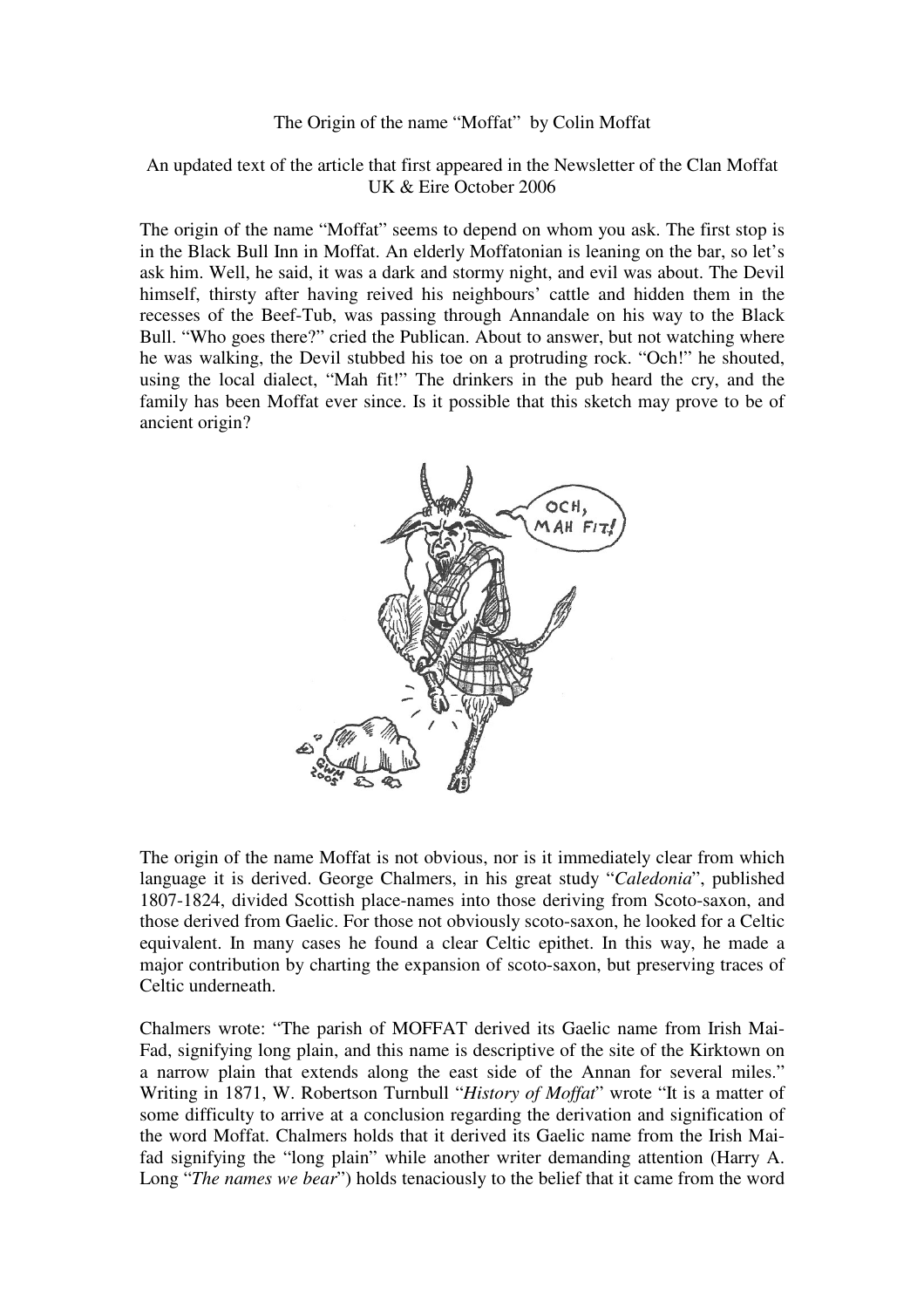The Origin of the name "Moffat" by Colin Moffat

An updated text of the article that first appeared in the Newsletter of the Clan Moffat UK & Eire October 2006

The origin of the name "Moffat" seems to depend on whom you ask. The first stop is in the Black Bull Inn in Moffat. An elderly Moffatonian is leaning on the bar, so let's ask him. Well, he said, it was a dark and stormy night, and evil was about. The Devil himself, thirsty after having reived his neighbours' cattle and hidden them in the recesses of the Beef-Tub, was passing through Annandale on his way to the Black Bull. "Who goes there?" cried the Publican. About to answer, but not watching where he was walking, the Devil stubbed his toe on a protruding rock. "Och!" he shouted, using the local dialect, "Mah fit!" The drinkers in the pub heard the cry, and the family has been Moffat ever since. Is it possible that this sketch may prove to be of ancient origin?

The origin of the name Moffat is not obvious, nor is it immediately clear from which language it is derived. George Chalmers, in his great study "*Caledonia*", published 1807-1824, divided Scottish place-names into those deriving from Scoto-saxon, and those derived from Gaelic. For those not obviously scoto-saxon, he looked for a Celtic equivalent. In many cases he found a clear Celtic epithet. In this way, he made a major contribution by charting the expansion of scoto-saxon, but preserving traces of Celtic underneath.

Chalmers wrote: "The parish of MOFFAT derived its Gaelic name from Irish Mai-Fad, signifying long plain, and this name is descriptive of the site of the Kirktown on a narrow plain that extends along the east side of the Annan for several miles." Writing in 1871, W. Robertson Turnbull "*History of Moffat*" wrote "It is a matter of some difficulty to arrive at a conclusion regarding the derivation and signification of the word Moffat. Chalmers holds that it derived its Gaelic name from the Irish Mai-fad signifying the "long plain" while another writer demanding attention (Harry A. Long "*The names we bear*") holds tenaciously to the belief that it came from the word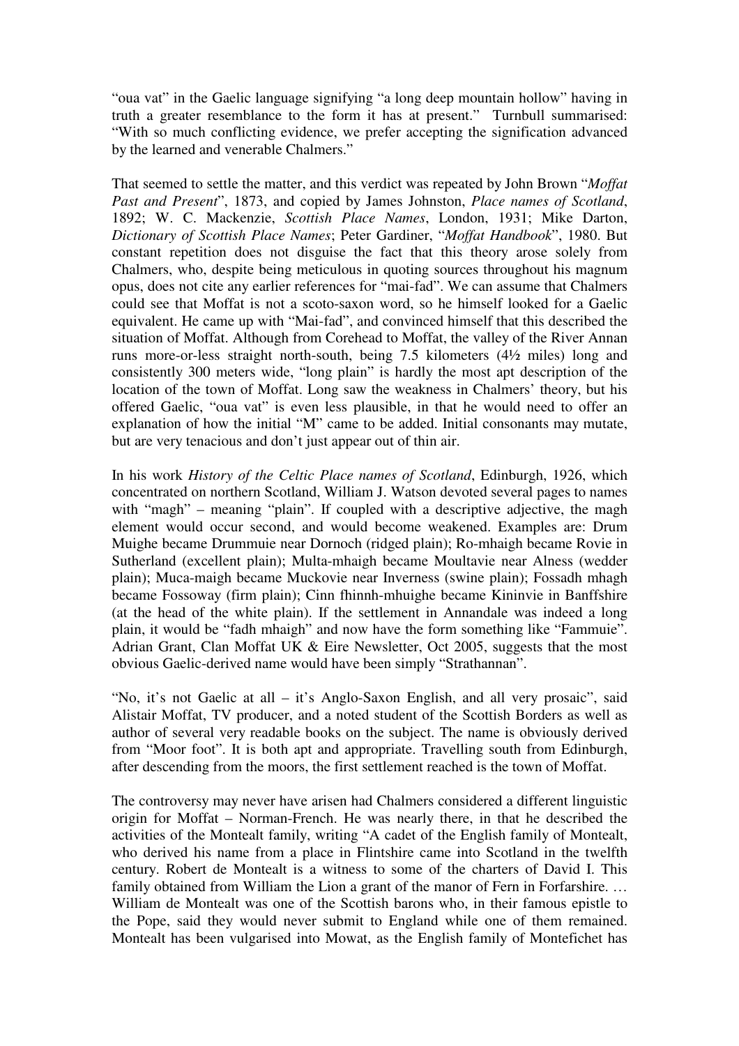"oua vat" in the Gaelic language signifying "a long deep mountain hollow" having in truth a greater resemblance to the form it has at present." Turnbull summarised: "With so much conflicting evidence, we prefer accepting the signification advanced by the learned and venerable Chalmers."

That seemed to settle the matter, and this verdict was repeated by John Brown "*Moffat Past and Present*", 1873, and copied by James Johnston, *Place names of Scotland*, 1892; W. C. Mackenzie, *Scottish Place Names*, London, 1931; Mike Darton, *Dictionary of Scottish Place Names*; Peter Gardiner, "*Moffat Handbook*", 1980. But constant repetition does not disguise the fact that this theory arose solely from Chalmers, who, despite being meticulous in quoting sources throughout his magnum opus, does not cite any earlier references for "mai-fad". We can assume that Chalmers could see that Moffat is not a scoto-saxon word, so he himself looked for a Gaelic equivalent. He came up with "Mai-fad", and convinced himself that this described the situation of Moffat. Although from Corehead to Moffat, the valley of the River Annan runs more-or-less straight north-south, being 7.5 kilometers (4½ miles) long and consistently 300 meters wide, "long plain" is hardly the most apt description of the location of the town of Moffat. Long saw the weakness in Chalmers' theory, but his offered Gaelic, "oua vat" is even less plausible, in that he would need to offer an explanation of how the initial "M" came to be added. Initial consonants may mutate, but are very tenacious and don't just appear out of thin air.

In his work *History of the Celtic Place names of Scotland*, Edinburgh, 1926, which concentrated on northern Scotland, William J. Watson devoted several pages to names with "magh" – meaning "plain". If coupled with a descriptive adjective, the magh element would occur second, and would become weakened. Examples are: Drum Muighe became Drummuie near Dornoch (ridged plain); Ro-mhaigh became Rovie in Sutherland (excellent plain); Multa-mhaigh became Moultavie near Alness (wedder plain); Muca-maigh became Muckovie near Inverness (swine plain); Fossadh mhagh became Fossoway (firm plain); Cinn fhinnh-mhuighe became Kininvie in Banffshire (at the head of the white plain). If the settlement in Annandale was indeed a long plain, it would be "fadh mhaigh" and now have the form something like "Fammuie". Adrian Grant, Clan Moffat UK & Eire Newsletter, Oct 2005, suggests that the most obvious Gaelic-derived name would have been simply "Strathannan".

"No, it's not Gaelic at all – it's Anglo-Saxon English, and all very prosaic", said Alistair Moffat, TV producer, and a noted student of the Scottish Borders as well as author of several very readable books on the subject. The name is obviously derived from "Moor foot". It is both apt and appropriate. Travelling south from Edinburgh, after descending from the moors, the first settlement reached is the town of Moffat.

The controversy may never have arisen had Chalmers considered a different linguistic origin for Moffat – Norman-French. He was nearly there, in that he described the activities of the Montealt family, writing "A cadet of the English family of Montealt, who derived his name from a place in Flintshire came into Scotland in the twelfth century. Robert de Montealt is a witness to some of the charters of David I. This family obtained from William the Lion a grant of the manor of Fern in Forfarshire. … William de Montealt was one of the Scottish barons who, in their famous epistle to the Pope, said they would never submit to England while one of them remained. Montealt has been vulgarised into Mowat, as the English family of Montefichet has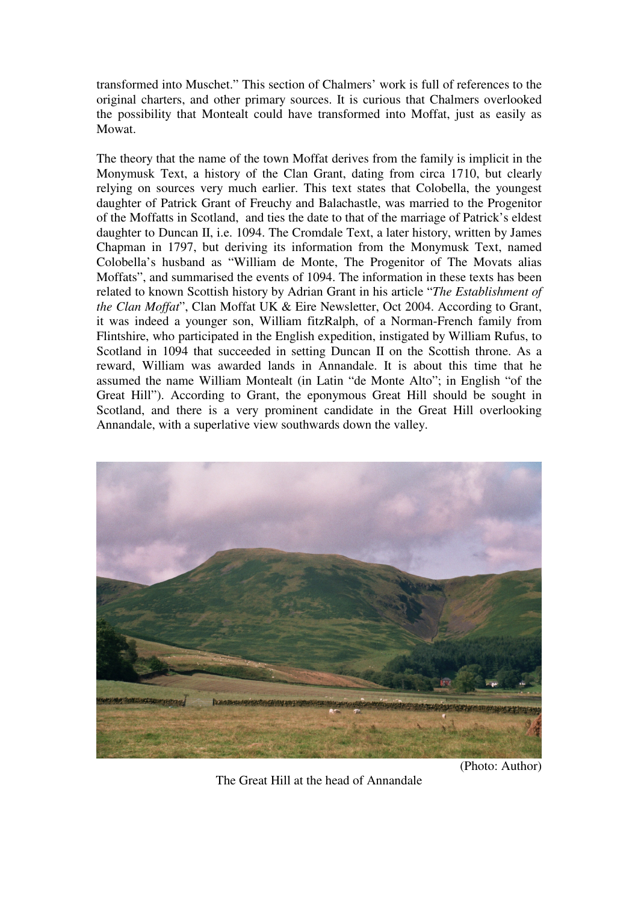transformed into Muschet." This section of Chalmers' work is full of references to the original charters, and other primary sources. It is curious that Chalmers overlooked the possibility that Montealt could have transformed into Moffat, just as easily as Mowat.

The theory that the name of the town Moffat derives from the family is implicit in the Monymusk Text, a history of the Clan Grant, dating from circa 1710, but clearly relying on sources very much earlier. This text states that Colobella, the youngest daughter of Patrick Grant of Freuchy and Balachastle, was married to the Progenitor of the Moffatts in Scotland, and ties the date to that of the marriage of Patrick's eldest daughter to Duncan II, i.e. 1094. The Cromdale Text, a later history, written by James Chapman in 1797, but deriving its information from the Monymusk Text, named Colobella's husband as "William de Monte, The Progenitor of The Movats alias Moffats", and summarised the events of 1094. The information in these texts has been related to known Scottish history by Adrian Grant in his article "*The Establishment of the Clan Moffat*", Clan Moffat UK & Eire Newsletter, Oct 2004. According to Grant, it was indeed a younger son, William fitzRalph, of a Norman-French family from Flintshire, who participated in the English expedition, instigated by William Rufus, to Scotland in 1094 that succeeded in setting Duncan II on the Scottish throne. As a reward, William was awarded lands in Annandale. It is about this time that he assumed the name William Montealt (in Latin "de Monte Alto"; in English "of the Great Hill"). According to Grant, the eponymous Great Hill should be sought in Scotland, and there is a very prominent candidate in the Great Hill overlooking Annandale, with a superlative view southwards down the valley.

(Photo: Author)

The Great Hill at the head of Annandale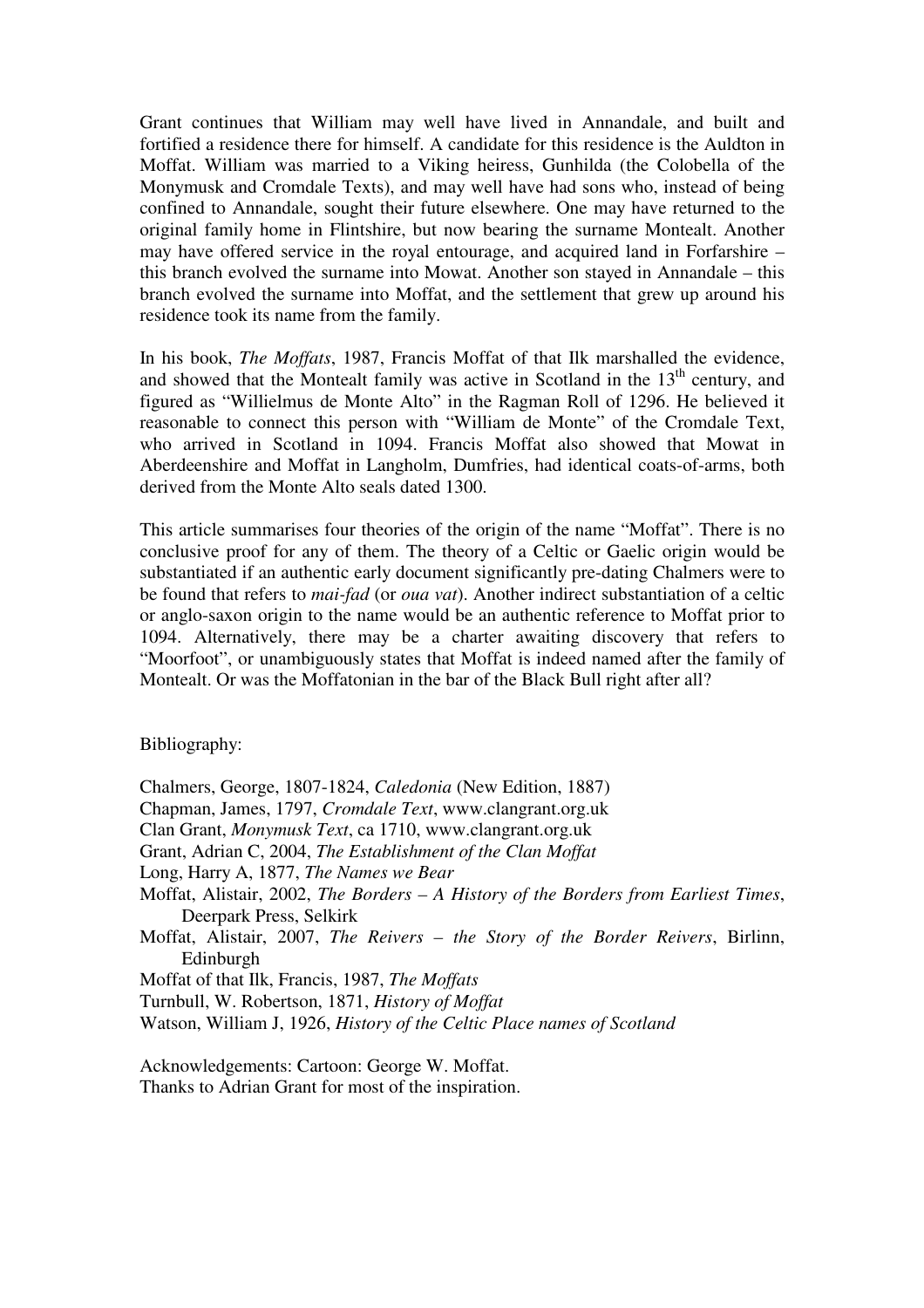Grant continues that William may well have lived in Annandale, and built and fortified a residence there for himself. A candidate for this residence is the Auldton in Moffat. William was married to a Viking heiress, Gunhilda (the Colobella of the Monymusk and Cromdale Texts), and may well have had sons who, instead of being confined to Annandale, sought their future elsewhere. One may have returned to the original family home in Flintshire, but now bearing the surname Montealt. Another may have offered service in the royal entourage, and acquired land in Forfarshire – this branch evolved the surname into Mowat. Another son stayed in Annandale – this branch evolved the surname into Moffat, and the settlement that grew up around his residence took its name from the family.

In his book, *The Moffats*, 1987, Francis Moffat of that Ilk marshalled the evidence, and showed that the Montealt family was active in Scotland in the 13th century, and figured as "Willielmus de Monte Alto" in the Ragman Roll of 1296. He believed it reasonable to connect this person with "William de Monte" of the Cromdale Text, who arrived in Scotland in 1094. Francis Moffat also showed that Mowat in Aberdeenshire and Moffat in Langholm, Dumfries, had identical coats-of-arms, both derived from the Monte Alto seals dated 1300.

This article summarises four theories of the origin of the name "Moffat". There is no conclusive proof for any of them. The theory of a Celtic or Gaelic origin would be substantiated if an authentic early document significantly pre-dating Chalmers were to be found that refers to *mai-fad* (or *oua vat*). Another indirect substantiation of a celtic or anglo-saxon origin to the name would be an authentic reference to Moffat prior to 1094. Alternatively, there may be a charter awaiting discovery that refers to "Moorfoot", or unambiguously states that Moffat is indeed named after the family of Montealt. Or was the Moffatonian in the bar of the Black Bull right after all?

Bibliography:

Chalmers, George, 1807-1824, *Caledonia* (New Edition, 1887)
Chapman, James, 1797, *Cromdale Text*, www.clangrant.org.uk
Clan Grant, *Monymusk Text*, ca 1710, www.clangrant.org.uk
Grant, Adrian C, 2004, *The Establishment of the Clan Moffat*
Long, Harry A, 1877, *The Names we Bear*
Moffat, Alistair, 2002, *The Borders – A History of the Borders from Earliest Times*, Deerpark Press, Selkirk
Moffat, Alistair, 2007, *The Reivers – the Story of the Border Reivers*, Birlinn, Edinburgh
Moffat of that Ilk, Francis, 1987, *The Moffats*
Turnbull, W. Robertson, 1871, *History of Moffat*
Watson, William J, 1926, *History of the Celtic Place names of Scotland*

Acknowledgements: Cartoon: George W. Moffat.
Thanks to Adrian Grant for most of the inspiration.